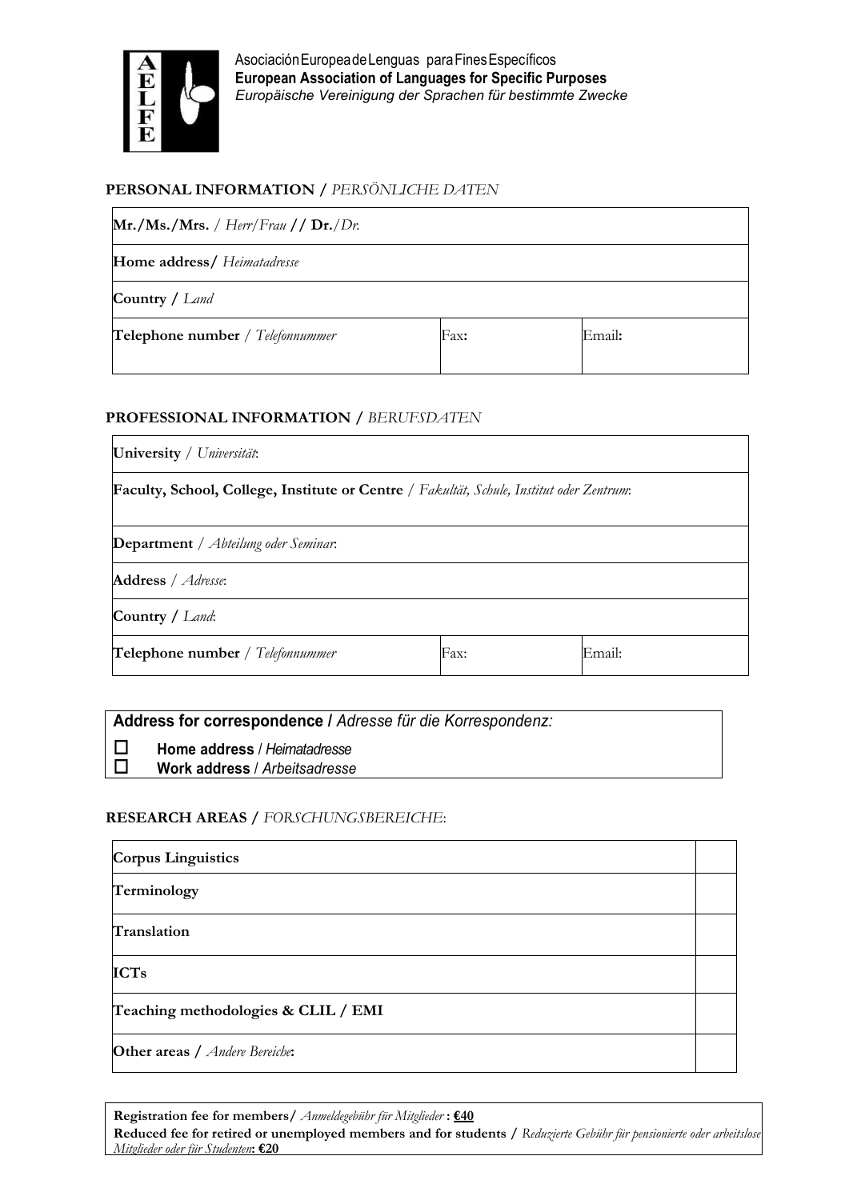Asociación Europea de Lenguas para Fines Específicos
**European Association of Languages for Specific Purposes**
*Europäische Vereinigung der Sprachen für bestimmte Zwecke*

## PERSONAL INFORMATION / *PERSÖNLICHE DATEN*

| | | |
|---|---|---|
| **Mr./Ms./Mrs.** / *Herr/Frau* **//** **Dr.**/*Dr.* | | |
| **Home address/** *Heimatadresse* | | |
| **Country /** *Land* | | |
| **Telephone number** / *Telefonnummer* | Fax**:** | Email**:** |

## PROFESSIONAL INFORMATION / *BERUFSDATEN*

| | | |
|---|---|---|
| **University** / *Universität*: | | |
| **Faculty, School, College, Institute or Centre** / *Fakultät, Schule, Institut oder Zentrum*: | | |
| **Department** / *Abteilung oder Seminar*: | | |
| **Address** / *Adresse*: | | |
| **Country /** *Land*: | | |
| **Telephone number** / *Telefonnummer* | Fax: | Email: |

**Address for correspondence /** *Adresse für die Korrespondenz:*

- ☐ **Home address** / *Heimatadresse*
- ☐ **Work address** / *Arbeitsadresse*

## RESEARCH AREAS / *FORSCHUNGSBEREICHE*:

| | |
|---|---|
| **Corpus Linguistics** | |
| **Terminology** | |
| **Translation** | |
| **ICTs** | |
| **Teaching methodologies & CLIL / EMI** | |
| **Other areas /** *Andere Bereiche***:** | |

**Registration fee for members/** *Anmeldegebühr für Mitglieder* **: €40**
**Reduced fee for retired or unemployed members and for students /** *Reduzierte Gebühr für pensionierte oder arbeitslose Mitglieder oder für Studenten***: €20**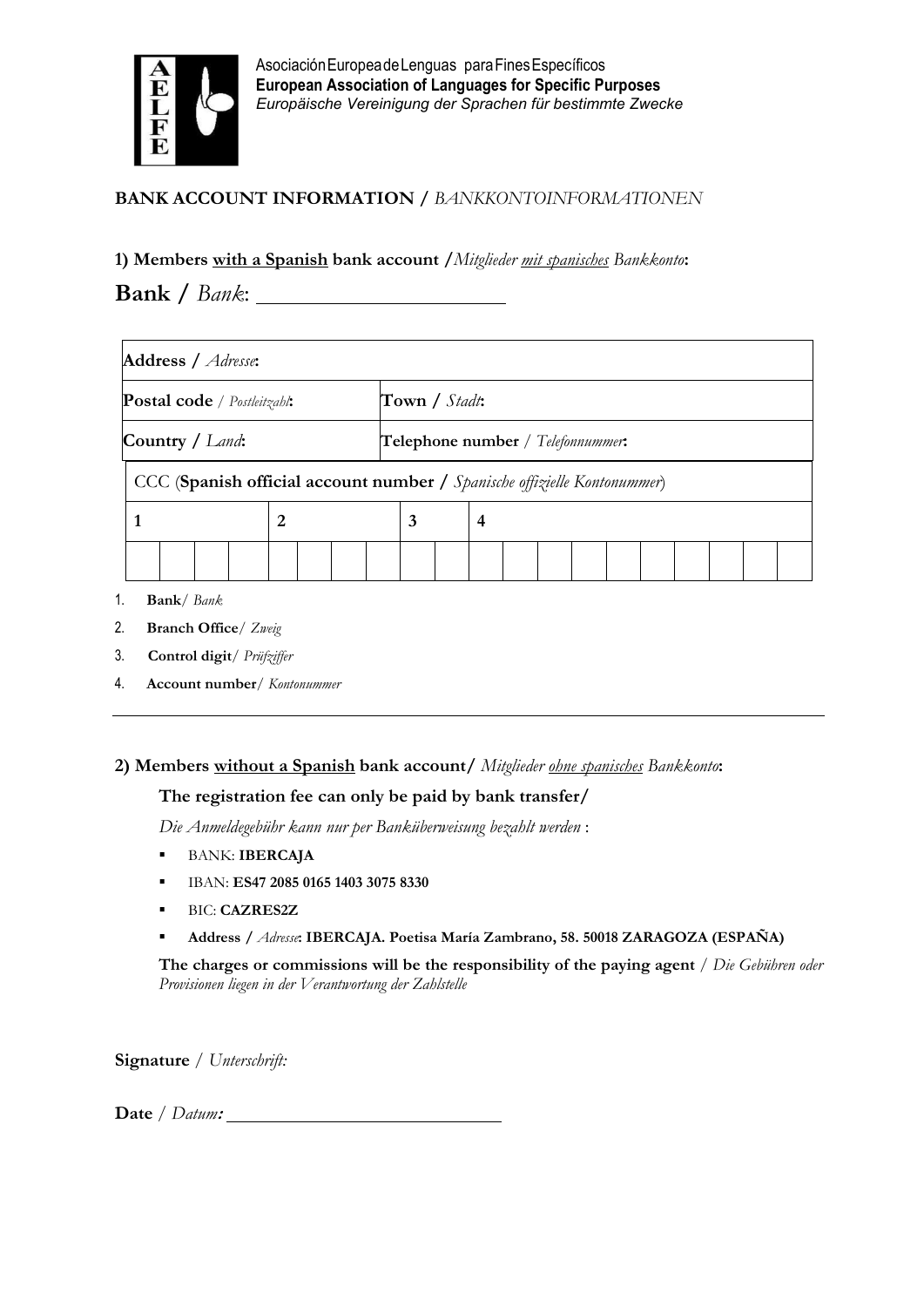Asociación Europea de Lenguas para Fines Específicos
**European Association of Languages for Specific Purposes**
*Europäische Vereinigung der Sprachen für bestimmte Zwecke*

## BANK ACCOUNT INFORMATION / *BANKKONTOINFORMATIONEN*

**1) Members with a Spanish bank account /** *Mitglieder mit spanisches Bankkonto***:**

**Bank /** *Bank*: ______________________

| | |
|---|---|
| **Address /** *Adresse***:** | |
| **Postal code** / *Postleitzahl***:** | **Town /** *Stadt***:** |
| **Country /** *Land***:** | **Telephone number** / *Telefonnummer***:** |

CCC (**Spanish official account number /** *Spanische offizielle Kontonummer*)

| 1 | | | | 2 | | | | 3 | | 4 | | | | | | | | | |
|---|---|---|---|---|---|---|---|---|---|---|---|---|---|---|---|---|---|---|---|
| | | | | | | | | | | | | | | | | | | | |

1. **Bank**/ *Bank*
2. **Branch Office**/ *Zweig*
3. **Control digit**/ *Prüfziffer*
4. **Account number**/ *Kontonummer*

---

**2) Members without a Spanish bank account/** *Mitglieder ohne spanisches Bankkonto***:**

**The registration fee can only be paid by bank transfer/**

*Die Anmeldegebühr kann nur per Banküberweisung bezahlt werden* :

- BANK: **IBERCAJA**
- IBAN: **ES47 2085 0165 1403 3075 8330**
- BIC: **CAZRES2Z**
- **Address /** *Adresse***: IBERCAJA. Poetisa María Zambrano, 58. 50018 ZARAGOZA (ESPAÑA)**

**The charges or commissions will be the responsibility of the paying agent** / *Die Gebühren oder Provisionen liegen in der Verantwortung der Zahlstelle*

**Signature** / *Unterschrift:*

**Date** / *Datum:* ______________________